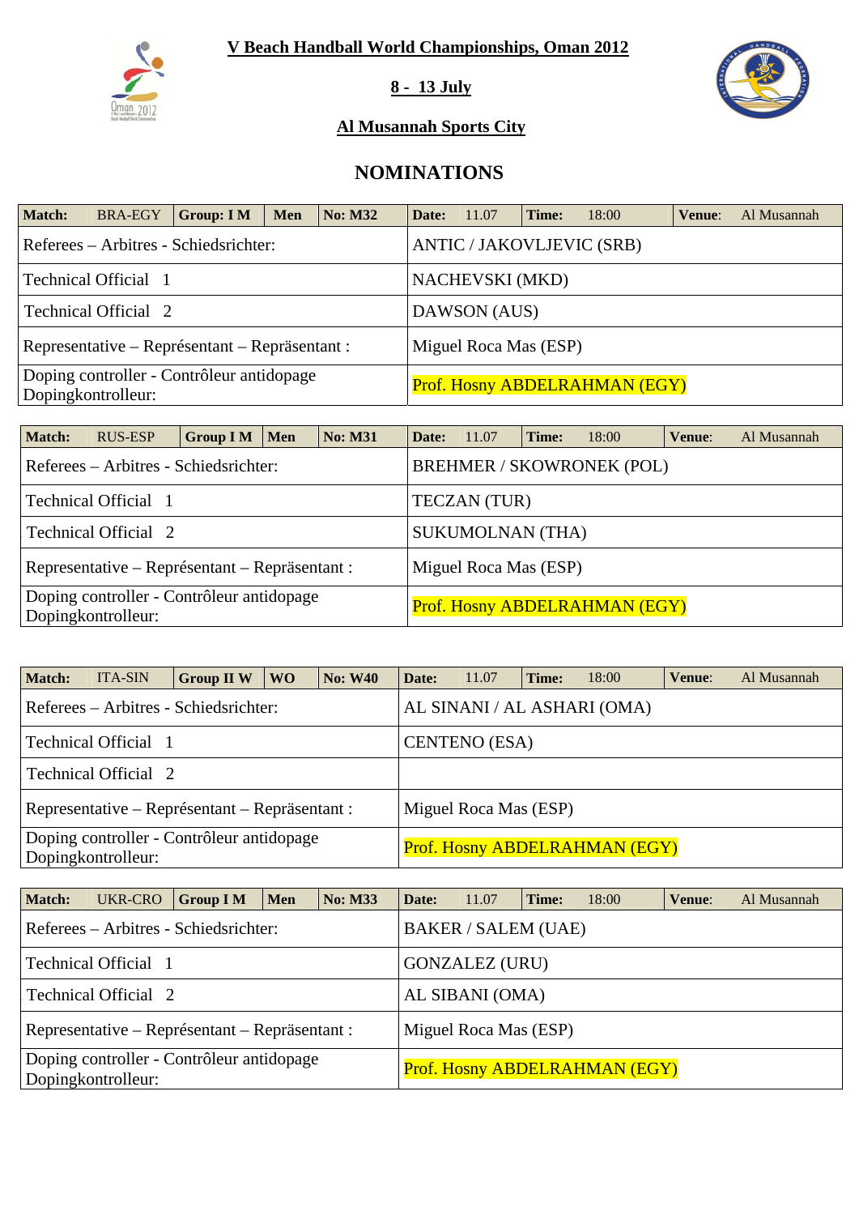**V Beach Handball World Championships, Oman 2012**

**8 - 13 July**

**Al Musannah Sports City**

## NOMINATIONS

| **Match:** | BRA-EGY | **Group: I M** | **Men** | **No: M32** | **Date:** | 11.07 | **Time:** | 18:00 | **Venue:** | Al Musannah |
|---|---|---|---|---|---|---|---|---|---|---|
| Referees – Arbitres - Schiedsrichter: | | | | | ANTIC / JAKOVLJEVIC (SRB) | | | | | |
| Technical Official 1 | | | | | NACHEVSKI (MKD) | | | | | |
| Technical Official 2 | | | | | DAWSON (AUS) | | | | | |
| Representative – Représentant – Repräsentant : | | | | | Miguel Roca Mas (ESP) | | | | | |
| Doping controller - Contrôleur antidopage Dopingkontrolleur: | | | | | Prof. Hosny ABDELRAHMAN (EGY) | | | | | |

| **Match:** | RUS-ESP | **Group I M** | **Men** | **No: M31** | **Date:** | 11.07 | **Time:** | 18:00 | **Venue:** | Al Musannah |
|---|---|---|---|---|---|---|---|---|---|---|
| Referees – Arbitres - Schiedsrichter: | | | | | BREHMER / SKOWRONEK (POL) | | | | | |
| Technical Official 1 | | | | | TECZAN (TUR) | | | | | |
| Technical Official 2 | | | | | SUKUMOLNAN (THA) | | | | | |
| Representative – Représentant – Repräsentant : | | | | | Miguel Roca Mas (ESP) | | | | | |
| Doping controller - Contrôleur antidopage Dopingkontrolleur: | | | | | Prof. Hosny ABDELRAHMAN (EGY) | | | | | |

| **Match:** | ITA-SIN | **Group II W** | **WO** | **No: W40** | **Date:** | 11.07 | **Time:** | 18:00 | **Venue:** | Al Musannah |
|---|---|---|---|---|---|---|---|---|---|---|
| Referees – Arbitres - Schiedsrichter: | | | | | AL SINANI / AL ASHARI (OMA) | | | | | |
| Technical Official 1 | | | | | CENTENO (ESA) | | | | | |
| Technical Official 2 | | | | | | | | | | |
| Representative – Représentant – Repräsentant : | | | | | Miguel Roca Mas (ESP) | | | | | |
| Doping controller - Contrôleur antidopage Dopingkontrolleur: | | | | | Prof. Hosny ABDELRAHMAN (EGY) | | | | | |

| **Match:** | UKR-CRO | **Group I M** | **Men** | **No: M33** | **Date:** | 11.07 | **Time:** | 18:00 | **Venue:** | Al Musannah |
|---|---|---|---|---|---|---|---|---|---|---|
| Referees – Arbitres - Schiedsrichter: | | | | | BAKER / SALEM (UAE) | | | | | |
| Technical Official 1 | | | | | GONZALEZ (URU) | | | | | |
| Technical Official 2 | | | | | AL SIBANI (OMA) | | | | | |
| Representative – Représentant – Repräsentant : | | | | | Miguel Roca Mas (ESP) | | | | | |
| Doping controller - Contrôleur antidopage Dopingkontrolleur: | | | | | Prof. Hosny ABDELRAHMAN (EGY) | | | | | |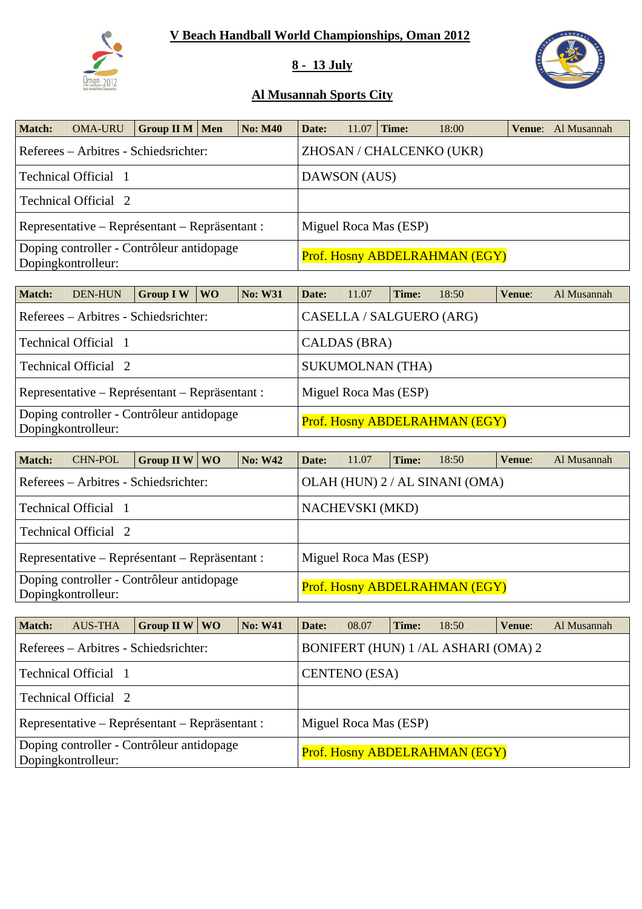**V Beach Handball World Championships, Oman 2012**

**8 - 13 July**

**Al Musannah Sports City**

| **Match:** | OMA-URU | **Group II M** | **Men** | **No: M40** | **Date:** | 11.07 | **Time:** | 18:00 | **Venue:** | Al Musannah |
|---|---|---|---|---|---|---|---|---|---|---|
| Referees – Arbitres - Schiedsrichter: | | | | | ZHOSAN / CHALCENKO (UKR) | | | | | |
| Technical Official 1 | | | | | DAWSON (AUS) | | | | | |
| Technical Official 2 | | | | | | | | | | |
| Representative – Représentant – Repräsentant : | | | | | Miguel Roca Mas (ESP) | | | | | |
| Doping controller - Contrôleur antidopage Dopingkontrolleur: | | | | | Prof. Hosny ABDELRAHMAN (EGY) | | | | | |

| **Match:** | DEN-HUN | **Group I W** | **WO** | **No: W31** | **Date:** | 11.07 | **Time:** | 18:50 | **Venue:** | Al Musannah |
|---|---|---|---|---|---|---|---|---|---|---|
| Referees – Arbitres - Schiedsrichter: | | | | | CASELLA / SALGUERO (ARG) | | | | | |
| Technical Official 1 | | | | | CALDAS (BRA) | | | | | |
| Technical Official 2 | | | | | SUKUMOLNAN (THA) | | | | | |
| Representative – Représentant – Repräsentant : | | | | | Miguel Roca Mas (ESP) | | | | | |
| Doping controller - Contrôleur antidopage Dopingkontrolleur: | | | | | Prof. Hosny ABDELRAHMAN (EGY) | | | | | |

| **Match:** | CHN-POL | **Group II W** | **WO** | **No: W42** | **Date:** | 11.07 | **Time:** | 18:50 | **Venue:** | Al Musannah |
|---|---|---|---|---|---|---|---|---|---|---|
| Referees – Arbitres - Schiedsrichter: | | | | | OLAH (HUN) 2 / AL SINANI (OMA) | | | | | |
| Technical Official 1 | | | | | NACHEVSKI (MKD) | | | | | |
| Technical Official 2 | | | | | | | | | | |
| Representative – Représentant – Repräsentant : | | | | | Miguel Roca Mas (ESP) | | | | | |
| Doping controller - Contrôleur antidopage Dopingkontrolleur: | | | | | Prof. Hosny ABDELRAHMAN (EGY) | | | | | |

| **Match:** | AUS-THA | **Group II W** | **WO** | **No: W41** | **Date:** | 08.07 | **Time:** | 18:50 | **Venue:** | Al Musannah |
|---|---|---|---|---|---|---|---|---|---|---|
| Referees – Arbitres - Schiedsrichter: | | | | | BONIFERT (HUN) 1 /AL ASHARI (OMA) 2 | | | | | |
| Technical Official 1 | | | | | CENTENO (ESA) | | | | | |
| Technical Official 2 | | | | | | | | | | |
| Representative – Représentant – Repräsentant : | | | | | Miguel Roca Mas (ESP) | | | | | |
| Doping controller - Contrôleur antidopage Dopingkontrolleur: | | | | | Prof. Hosny ABDELRAHMAN (EGY) | | | | | |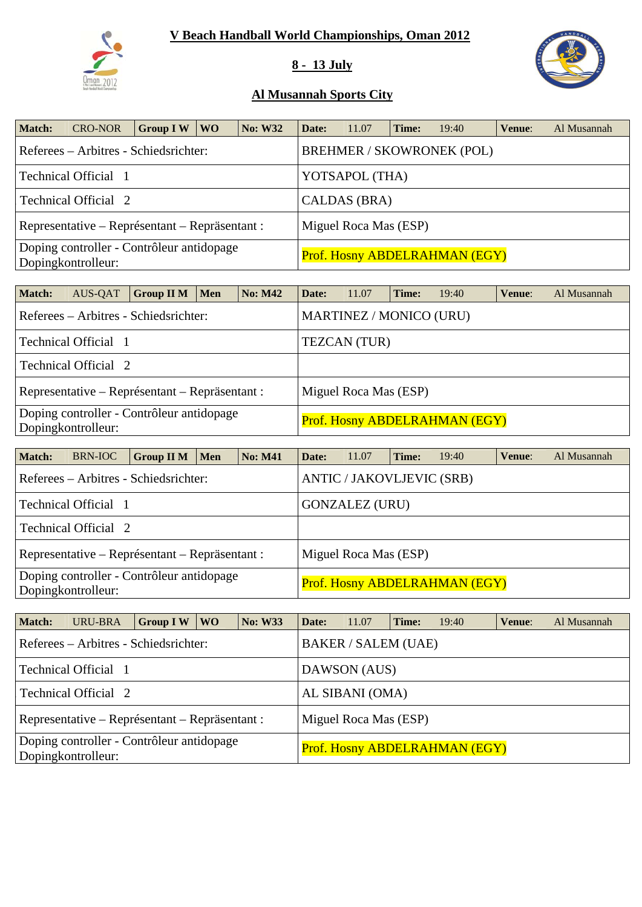# V Beach Handball World Championships, Oman 2012

## 8 - 13 July

## Al Musannah Sports City

| Match: | CRO-NOR | Group I W | WO | No: W32 | Date: | 11.07 | Time: | 19:40 | Venue: | Al Musannah |
|---|---|---|---|---|---|---|---|---|---|---|
| Referees – Arbitres - Schiedsrichter: | | | | | BREHMER / SKOWRONEK (POL) | | | | | |
| Technical Official 1 | | | | | YOTSAPOL (THA) | | | | | |
| Technical Official 2 | | | | | CALDAS (BRA) | | | | | |
| Representative – Représentant – Repräsentant : | | | | | Miguel Roca Mas (ESP) | | | | | |
| Doping controller - Contrôleur antidopage Dopingkontrolleur: | | | | | Prof. Hosny ABDELRAHMAN (EGY) | | | | | |

| Match: | AUS-QAT | Group II M | Men | No: M42 | Date: | 11.07 | Time: | 19:40 | Venue: | Al Musannah |
|---|---|---|---|---|---|---|---|---|---|---|
| Referees – Arbitres - Schiedsrichter: | | | | | MARTINEZ / MONICO (URU) | | | | | |
| Technical Official 1 | | | | | TEZCAN (TUR) | | | | | |
| Technical Official 2 | | | | | | | | | | |
| Representative – Représentant – Repräsentant : | | | | | Miguel Roca Mas (ESP) | | | | | |
| Doping controller - Contrôleur antidopage Dopingkontrolleur: | | | | | Prof. Hosny ABDELRAHMAN (EGY) | | | | | |

| Match: | BRN-IOC | Group II M | Men | No: M41 | Date: | 11.07 | Time: | 19:40 | Venue: | Al Musannah |
|---|---|---|---|---|---|---|---|---|---|---|
| Referees – Arbitres - Schiedsrichter: | | | | | ANTIC / JAKOVLJEVIC (SRB) | | | | | |
| Technical Official 1 | | | | | GONZALEZ (URU) | | | | | |
| Technical Official 2 | | | | | | | | | | |
| Representative – Représentant – Repräsentant : | | | | | Miguel Roca Mas (ESP) | | | | | |
| Doping controller - Contrôleur antidopage Dopingkontrolleur: | | | | | Prof. Hosny ABDELRAHMAN (EGY) | | | | | |

| Match: | URU-BRA | Group I W | WO | No: W33 | Date: | 11.07 | Time: | 19:40 | Venue: | Al Musannah |
|---|---|---|---|---|---|---|---|---|---|---|
| Referees – Arbitres - Schiedsrichter: | | | | | BAKER / SALEM (UAE) | | | | | |
| Technical Official 1 | | | | | DAWSON (AUS) | | | | | |
| Technical Official 2 | | | | | AL SIBANI (OMA) | | | | | |
| Representative – Représentant – Repräsentant : | | | | | Miguel Roca Mas (ESP) | | | | | |
| Doping controller - Contrôleur antidopage Dopingkontrolleur: | | | | | Prof. Hosny ABDELRAHMAN (EGY) | | | | | |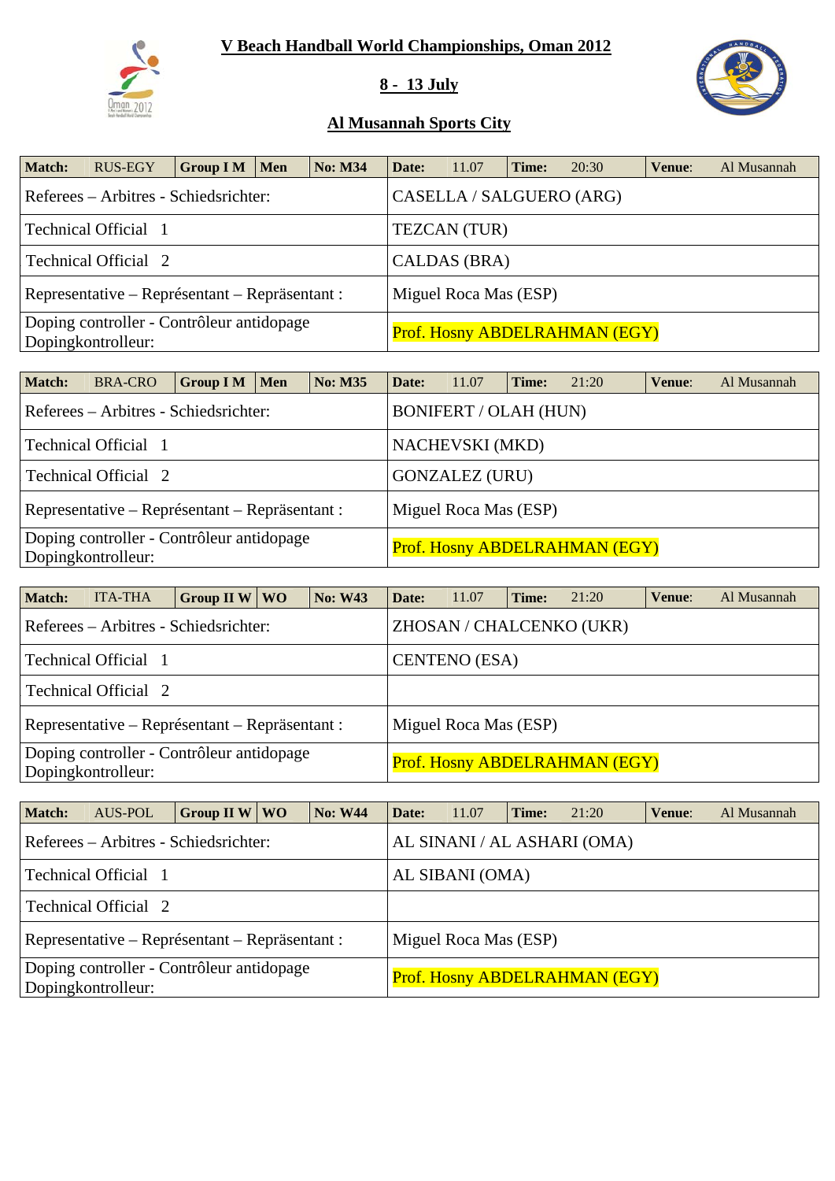# V Beach Handball World Championships, Oman 2012

## 8 - 13 July

## Al Musannah Sports City

| Match: | RUS-EGY | Group I M | Men | No: M34 | Date: | 11.07 | Time: | 20:30 | Venue: | Al Musannah |
|---|---|---|---|---|---|---|---|---|---|---|
| Referees – Arbitres - Schiedsrichter: | | | | | CASELLA / SALGUERO (ARG) | | | | | |
| Technical Official 1 | | | | | TEZCAN (TUR) | | | | | |
| Technical Official 2 | | | | | CALDAS (BRA) | | | | | |
| Representative – Représentant – Repräsentant : | | | | | Miguel Roca Mas (ESP) | | | | | |
| Doping controller - Contrôleur antidopage Dopingkontrolleur: | | | | | Prof. Hosny ABDELRAHMAN (EGY) | | | | | |

| Match: | BRA-CRO | Group I M | Men | No: M35 | Date: | 11.07 | Time: | 21:20 | Venue: | Al Musannah |
|---|---|---|---|---|---|---|---|---|---|---|
| Referees – Arbitres - Schiedsrichter: | | | | | BONIFERT / OLAH (HUN) | | | | | |
| Technical Official 1 | | | | | NACHEVSKI (MKD) | | | | | |
| Technical Official 2 | | | | | GONZALEZ (URU) | | | | | |
| Representative – Représentant – Repräsentant : | | | | | Miguel Roca Mas (ESP) | | | | | |
| Doping controller - Contrôleur antidopage Dopingkontrolleur: | | | | | Prof. Hosny ABDELRAHMAN (EGY) | | | | | |

| Match: | ITA-THA | Group II W | WO | No: W43 | Date: | 11.07 | Time: | 21:20 | Venue: | Al Musannah |
|---|---|---|---|---|---|---|---|---|---|---|
| Referees – Arbitres - Schiedsrichter: | | | | | ZHOSAN / CHALCENKO (UKR) | | | | | |
| Technical Official 1 | | | | | CENTENO (ESA) | | | | | |
| Technical Official 2 | | | | | | | | | | |
| Representative – Représentant – Repräsentant : | | | | | Miguel Roca Mas (ESP) | | | | | |
| Doping controller - Contrôleur antidopage Dopingkontrolleur: | | | | | Prof. Hosny ABDELRAHMAN (EGY) | | | | | |

| Match: | AUS-POL | Group II W | WO | No: W44 | Date: | 11.07 | Time: | 21:20 | Venue: | Al Musannah |
|---|---|---|---|---|---|---|---|---|---|---|
| Referees – Arbitres - Schiedsrichter: | | | | | AL SINANI / AL ASHARI (OMA) | | | | | |
| Technical Official 1 | | | | | AL SIBANI (OMA) | | | | | |
| Technical Official 2 | | | | | | | | | | |
| Representative – Représentant – Repräsentant : | | | | | Miguel Roca Mas (ESP) | | | | | |
| Doping controller - Contrôleur antidopage Dopingkontrolleur: | | | | | Prof. Hosny ABDELRAHMAN (EGY) | | | | | |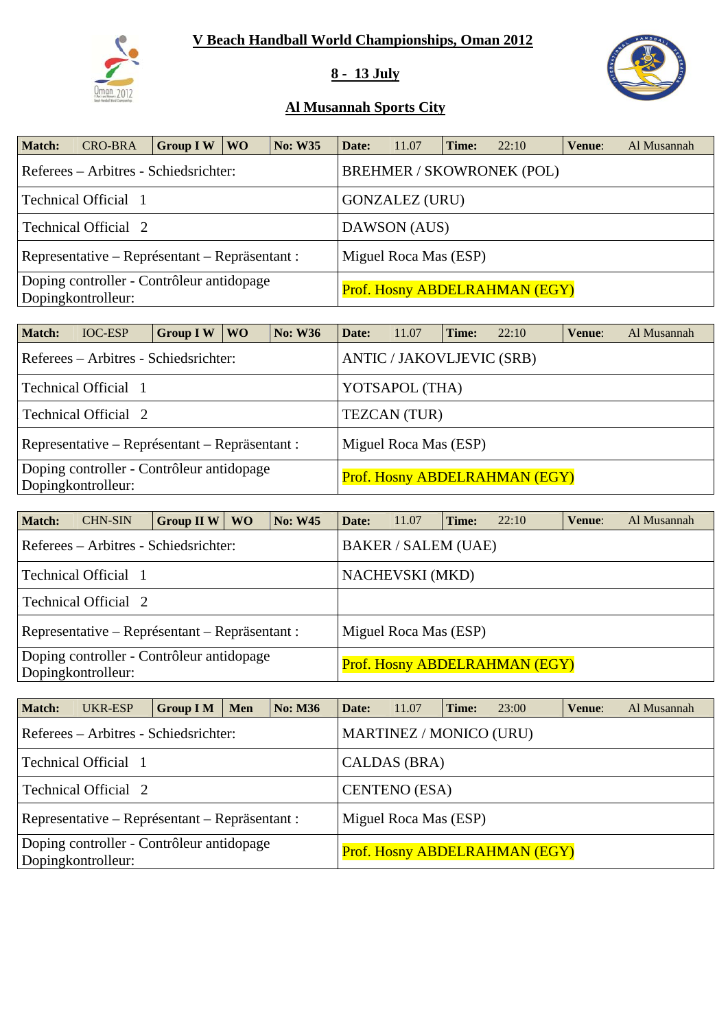# V Beach Handball World Championships, Oman 2012

## 8 - 13 July

## Al Musannah Sports City

| Match: | CRO-BRA | Group I W | WO | No: W35 | Date: | 11.07 | Time: | 22:10 | Venue: | Al Musannah |
|---|---|---|---|---|---|---|---|---|---|---|
| Referees – Arbitres - Schiedsrichter: | | | | | BREHMER / SKOWRONEK (POL) | | | | | |
| Technical Official 1 | | | | | GONZALEZ (URU) | | | | | |
| Technical Official 2 | | | | | DAWSON (AUS) | | | | | |
| Representative – Représentant – Repräsentant : | | | | | Miguel Roca Mas (ESP) | | | | | |
| Doping controller - Contrôleur antidopage Dopingkontrolleur: | | | | | Prof. Hosny ABDELRAHMAN (EGY) | | | | | |

| Match: | IOC-ESP | Group I W | WO | No: W36 | Date: | 11.07 | Time: | 22:10 | Venue: | Al Musannah |
|---|---|---|---|---|---|---|---|---|---|---|
| Referees – Arbitres - Schiedsrichter: | | | | | ANTIC / JAKOVLJEVIC (SRB) | | | | | |
| Technical Official 1 | | | | | YOTSAPOL (THA) | | | | | |
| Technical Official 2 | | | | | TEZCAN (TUR) | | | | | |
| Representative – Représentant – Repräsentant : | | | | | Miguel Roca Mas (ESP) | | | | | |
| Doping controller - Contrôleur antidopage Dopingkontrolleur: | | | | | Prof. Hosny ABDELRAHMAN (EGY) | | | | | |

| Match: | CHN-SIN | Group II W | WO | No: W45 | Date: | 11.07 | Time: | 22:10 | Venue: | Al Musannah |
|---|---|---|---|---|---|---|---|---|---|---|
| Referees – Arbitres - Schiedsrichter: | | | | | BAKER / SALEM (UAE) | | | | | |
| Technical Official 1 | | | | | NACHEVSKI (MKD) | | | | | |
| Technical Official 2 | | | | | | | | | | |
| Representative – Représentant – Repräsentant : | | | | | Miguel Roca Mas (ESP) | | | | | |
| Doping controller - Contrôleur antidopage Dopingkontrolleur: | | | | | Prof. Hosny ABDELRAHMAN (EGY) | | | | | |

| Match: | UKR-ESP | Group I M | Men | No: M36 | Date: | 11.07 | Time: | 23:00 | Venue: | Al Musannah |
|---|---|---|---|---|---|---|---|---|---|---|
| Referees – Arbitres - Schiedsrichter: | | | | | MARTINEZ / MONICO (URU) | | | | | |
| Technical Official 1 | | | | | CALDAS (BRA) | | | | | |
| Technical Official 2 | | | | | CENTENO (ESA) | | | | | |
| Representative – Représentant – Repräsentant : | | | | | Miguel Roca Mas (ESP) | | | | | |
| Doping controller - Contrôleur antidopage Dopingkontrolleur: | | | | | Prof. Hosny ABDELRAHMAN (EGY) | | | | | |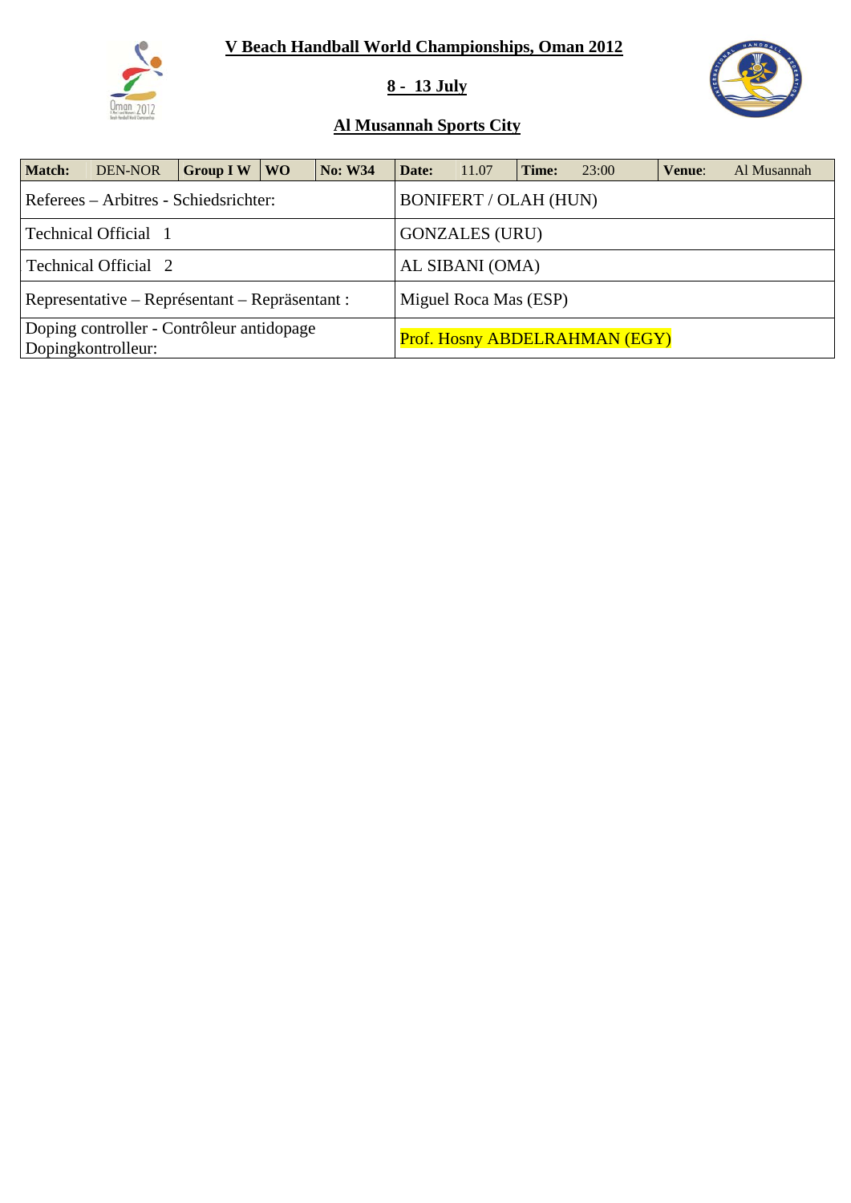# V Beach Handball World Championships, Oman 2012

## 8 - 13 July

## Al Musannah Sports City

| Match: | DEN-NOR | Group I W | WO | No: W34 | Date: | 11.07 | Time: | 23:00 | Venue: | Al Musannah |
|---|---|---|---|---|---|---|---|---|---|---|
| Referees – Arbitres - Schiedsrichter: | | | | | BONIFERT / OLAH (HUN) | | | | | |
| Technical Official 1 | | | | | GONZALES (URU) | | | | | |
| Technical Official 2 | | | | | AL SIBANI (OMA) | | | | | |
| Representative – Représentant – Repräsentant : | | | | | Miguel Roca Mas (ESP) | | | | | |
| Doping controller - Contrôleur antidopage Dopingkontrolleur: | | | | | Prof. Hosny ABDELRAHMAN (EGY) | | | | | |